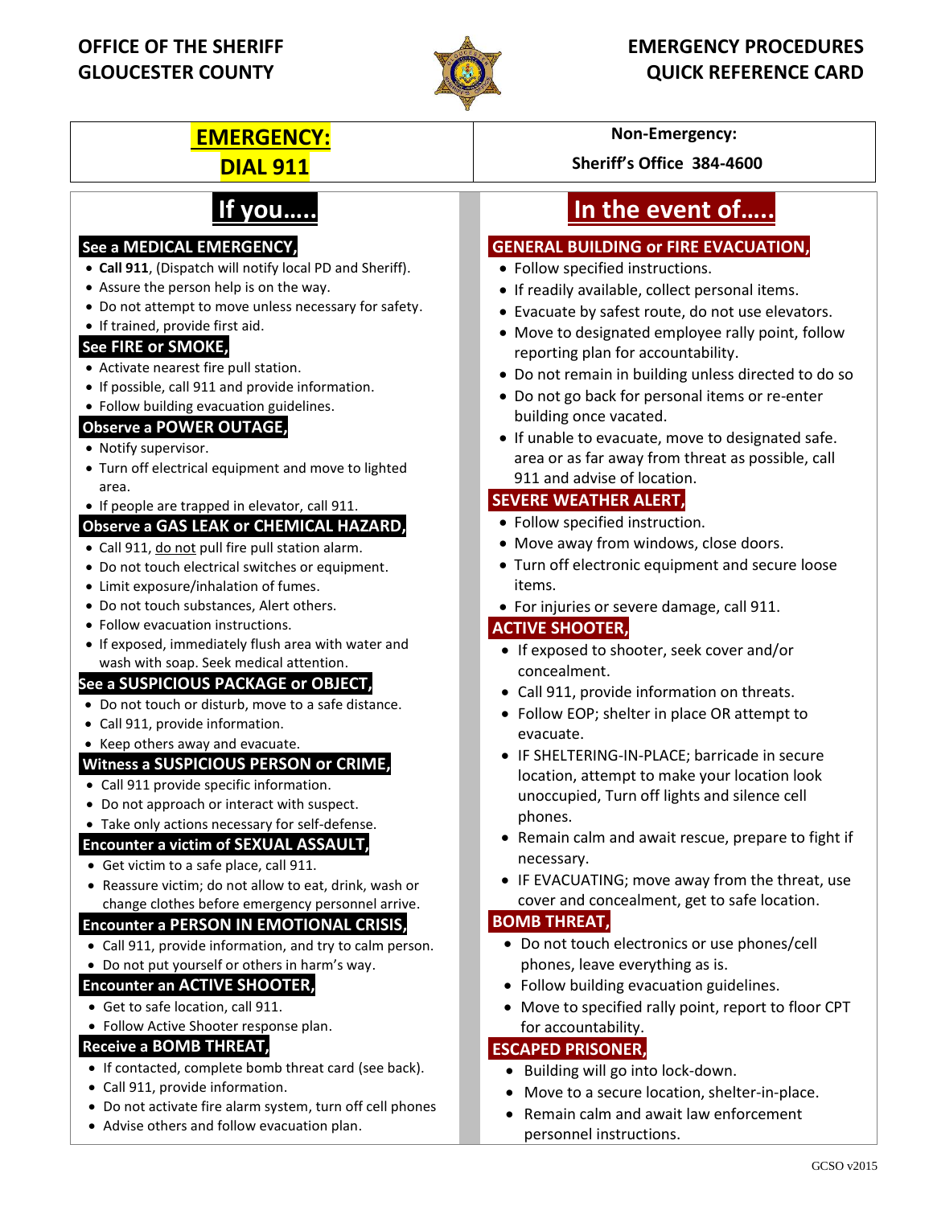**OFFICE OF THE SHERIFF**
**GLOUCESTER COUNTY**

**EMERGENCY PROCEDURES**
**QUICK REFERENCE CARD**

| **EMERGENCY: DIAL 911** | **Non-Emergency: Sheriff's Office 384-4600** |
|---|---|

## If you…..

### See a MEDICAL EMERGENCY,
- **Call 911**, (Dispatch will notify local PD and Sheriff).
- Assure the person help is on the way.
- Do not attempt to move unless necessary for safety.
- If trained, provide first aid.

### See FIRE or SMOKE,
- Activate nearest fire pull station.
- If possible, call 911 and provide information.
- Follow building evacuation guidelines.

### Observe a POWER OUTAGE,
- Notify supervisor.
- Turn off electrical equipment and move to lighted area.
- If people are trapped in elevator, call 911.

### Observe a GAS LEAK or CHEMICAL HAZARD,
- Call 911, do not pull fire pull station alarm.
- Do not touch electrical switches or equipment.
- Limit exposure/inhalation of fumes.
- Do not touch substances, Alert others.
- Follow evacuation instructions.
- If exposed, immediately flush area with water and wash with soap. Seek medical attention.

### See a SUSPICIOUS PACKAGE or OBJECT,
- Do not touch or disturb, move to a safe distance.
- Call 911, provide information.
- Keep others away and evacuate.

### Witness a SUSPICIOUS PERSON or CRIME,
- Call 911 provide specific information.
- Do not approach or interact with suspect.
- Take only actions necessary for self-defense.

### Encounter a victim of SEXUAL ASSAULT,
- Get victim to a safe place, call 911.
- Reassure victim; do not allow to eat, drink, wash or change clothes before emergency personnel arrive.

### Encounter a PERSON IN EMOTIONAL CRISIS,
- Call 911, provide information, and try to calm person.
- Do not put yourself or others in harm's way.

### Encounter an ACTIVE SHOOTER,
- Get to safe location, call 911.
- Follow Active Shooter response plan.

### Receive a BOMB THREAT,
- If contacted, complete bomb threat card (see back).
- Call 911, provide information.
- Do not activate fire alarm system, turn off cell phones
- Advise others and follow evacuation plan.

## In the event of…..

### GENERAL BUILDING or FIRE EVACUATION,
- Follow specified instructions.
- If readily available, collect personal items.
- Evacuate by safest route, do not use elevators.
- Move to designated employee rally point, follow reporting plan for accountability.
- Do not remain in building unless directed to do so
- Do not go back for personal items or re-enter building once vacated.
- If unable to evacuate, move to designated safe. area or as far away from threat as possible, call 911 and advise of location.

### SEVERE WEATHER ALERT,
- Follow specified instruction.
- Move away from windows, close doors.
- Turn off electronic equipment and secure loose items.
- For injuries or severe damage, call 911.

### ACTIVE SHOOTER,
- If exposed to shooter, seek cover and/or concealment.
- Call 911, provide information on threats.
- Follow EOP; shelter in place OR attempt to evacuate.
- IF SHELTERING-IN-PLACE; barricade in secure location, attempt to make your location look unoccupied, Turn off lights and silence cell phones.
- Remain calm and await rescue, prepare to fight if necessary.
- IF EVACUATING; move away from the threat, use cover and concealment, get to safe location.

### BOMB THREAT,
- Do not touch electronics or use phones/cell phones, leave everything as is.
- Follow building evacuation guidelines.
- Move to specified rally point, report to floor CPT for accountability.

### ESCAPED PRISONER,
- Building will go into lock-down.
- Move to a secure location, shelter-in-place.
- Remain calm and await law enforcement personnel instructions.

GCSO v2015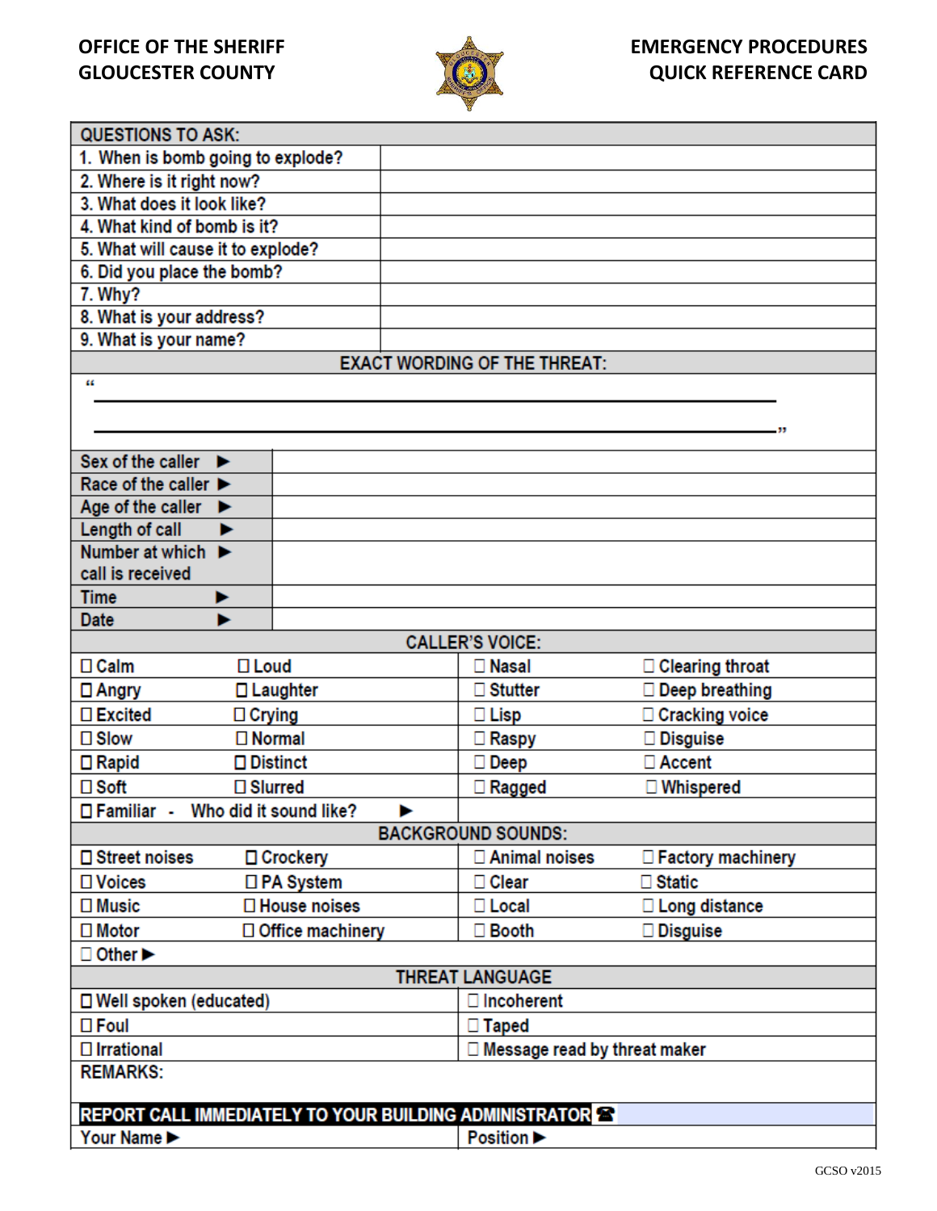**OFFICE OF THE SHERIFF**
**GLOUCESTER COUNTY**

**EMERGENCY PROCEDURES**
**QUICK REFERENCE CARD**

| QUESTIONS TO ASK: | |
|---|---|
| 1. When is bomb going to explode? | |
| 2. Where is it right now? | |
| 3. What does it look like? | |
| 4. What kind of bomb is it? | |
| 5. What will cause it to explode? | |
| 6. Did you place the bomb? | |
| 7. Why? | |
| 8. What is your address? | |
| 9. What is your name? | |

**EXACT WORDING OF THE THREAT:**

"\_\_\_\_\_\_\_\_\_\_\_\_\_\_\_\_\_\_\_\_\_\_\_\_\_\_\_\_\_\_\_\_\_\_\_\_\_\_\_\_\_\_\_\_\_\_\_\_\_\_\_\_\_\_\_\_\_\_\_\_

\_\_\_\_\_\_\_\_\_\_\_\_\_\_\_\_\_\_\_\_\_\_\_\_\_\_\_\_\_\_\_\_\_\_\_\_\_\_\_\_\_\_\_\_\_\_\_\_\_\_\_\_\_\_\_\_\_\_\_\_"

| | |
|---|---|
| Sex of the caller ▶ | |
| Race of the caller ▶ | |
| Age of the caller ▶ | |
| Length of call ▶ | |
| Number at which call is received ▶ | |
| Time ▶ | |
| Date ▶ | |

**CALLER'S VOICE:**

| | | | |
|---|---|---|---|
| ☐ Calm | ☐ Loud | ☐ Nasal | ☐ Clearing throat |
| ☐ Angry | ☐ Laughter | ☐ Stutter | ☐ Deep breathing |
| ☐ Excited | ☐ Crying | ☐ Lisp | ☐ Cracking voice |
| ☐ Slow | ☐ Normal | ☐ Raspy | ☐ Disguise |
| ☐ Rapid | ☐ Distinct | ☐ Deep | ☐ Accent |
| ☐ Soft | ☐ Slurred | ☐ Ragged | ☐ Whispered |
| ☐ Familiar - Who did it sound like? ▶ | | | |

**BACKGROUND SOUNDS:**

| | | | |
|---|---|---|---|
| ☐ Street noises | ☐ Crockery | ☐ Animal noises | ☐ Factory machinery |
| ☐ Voices | ☐ PA System | ☐ Clear | ☐ Static |
| ☐ Music | ☐ House noises | ☐ Local | ☐ Long distance |
| ☐ Motor | ☐ Office machinery | ☐ Booth | ☐ Disguise |
| ☐ Other ▶ | | | |

**THREAT LANGUAGE**

| | |
|---|---|
| ☐ Well spoken (educated) | ☐ Incoherent |
| ☐ Foul | ☐ Taped |
| ☐ Irrational | ☐ Message read by threat maker |

**REMARKS:**

**REPORT CALL IMMEDIATELY TO YOUR BUILDING ADMINISTRATOR ☎**

| | |
|---|---|
| Your Name ▶ | Position ▶ |

GCSO v2015